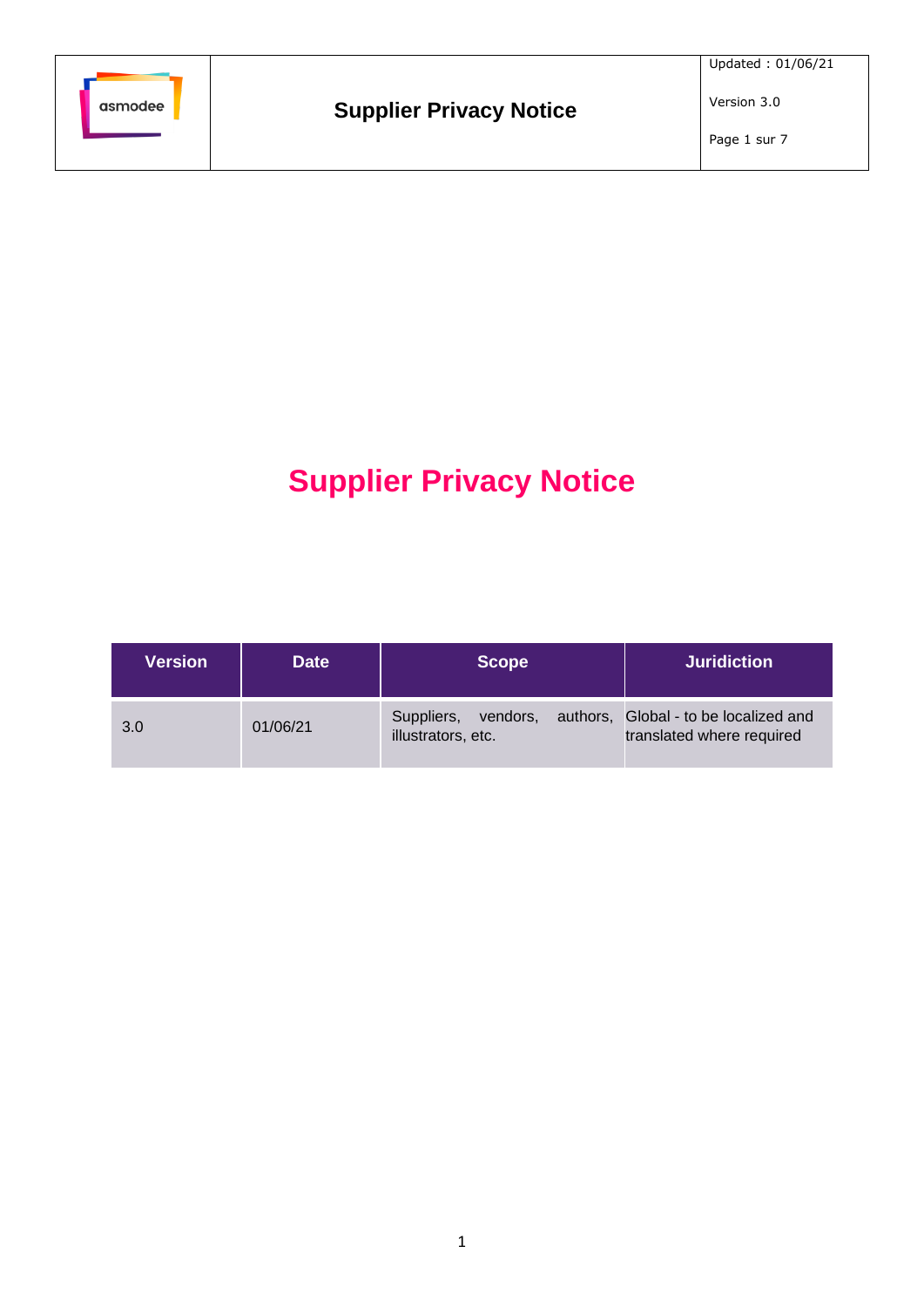# Supplier Privacy Notice

| Version | Date | Scope | Juridiction |
| --- | --- | --- | --- |
| 3.0 | 01/06/21 | Suppliers, vendors, authors, illustrators, etc. | Global - to be localized and translated where required |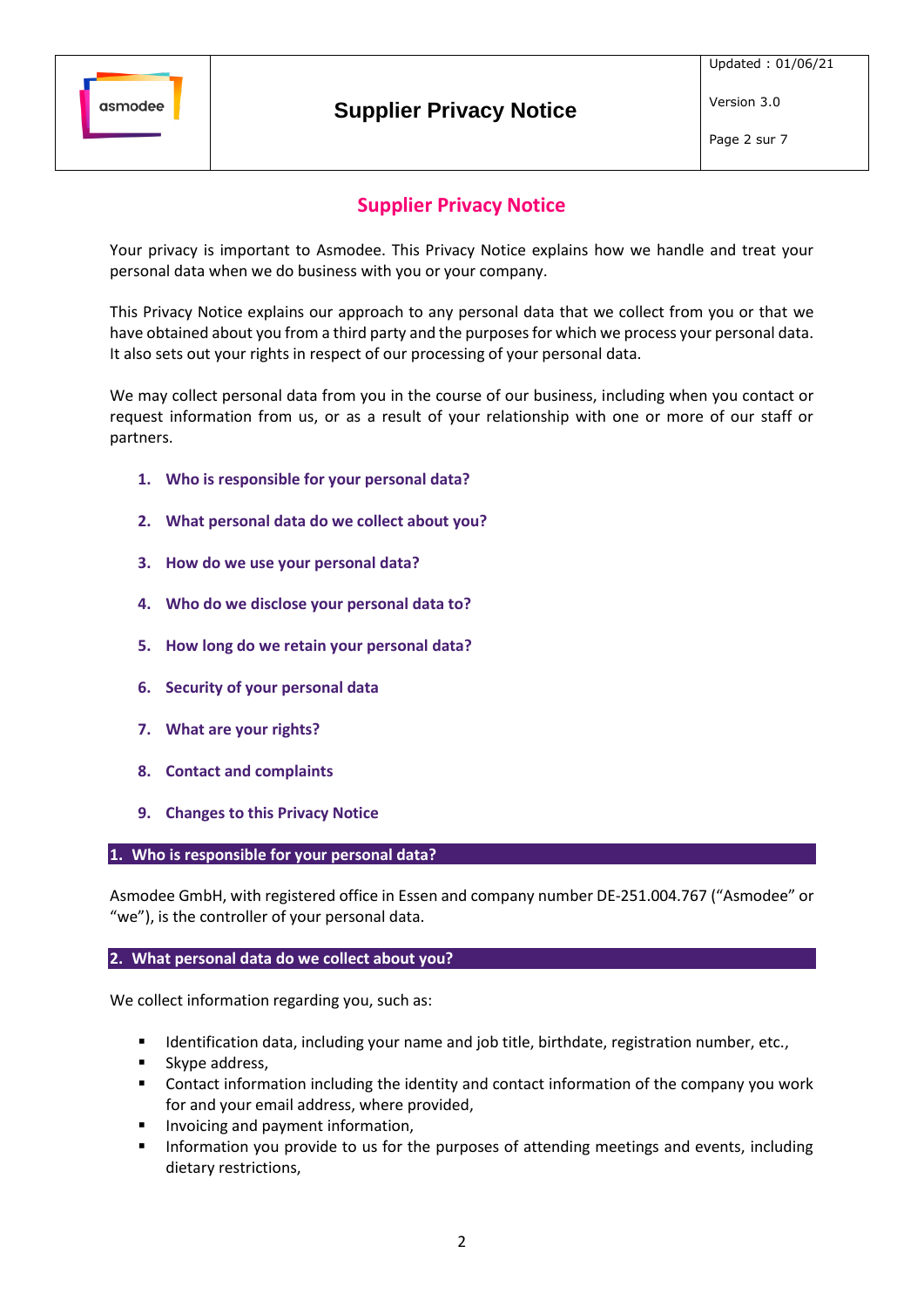# Supplier Privacy Notice

Your privacy is important to Asmodee. This Privacy Notice explains how we handle and treat your personal data when we do business with you or your company.

This Privacy Notice explains our approach to any personal data that we collect from you or that we have obtained about you from a third party and the purposes for which we process your personal data. It also sets out your rights in respect of our processing of your personal data.

We may collect personal data from you in the course of our business, including when you contact or request information from us, or as a result of your relationship with one or more of our staff or partners.

1. **Who is responsible for your personal data?**
2. **What personal data do we collect about you?**
3. **How do we use your personal data?**
4. **Who do we disclose your personal data to?**
5. **How long do we retain your personal data?**
6. **Security of your personal data**
7. **What are your rights?**
8. **Contact and complaints**
9. **Changes to this Privacy Notice**

## 1. Who is responsible for your personal data?

Asmodee GmbH, with registered office in Essen and company number DE-251.004.767 ("Asmodee" or "we"), is the controller of your personal data.

## 2. What personal data do we collect about you?

We collect information regarding you, such as:

- Identification data, including your name and job title, birthdate, registration number, etc.,
- Skype address,
- Contact information including the identity and contact information of the company you work for and your email address, where provided,
- Invoicing and payment information,
- Information you provide to us for the purposes of attending meetings and events, including dietary restrictions,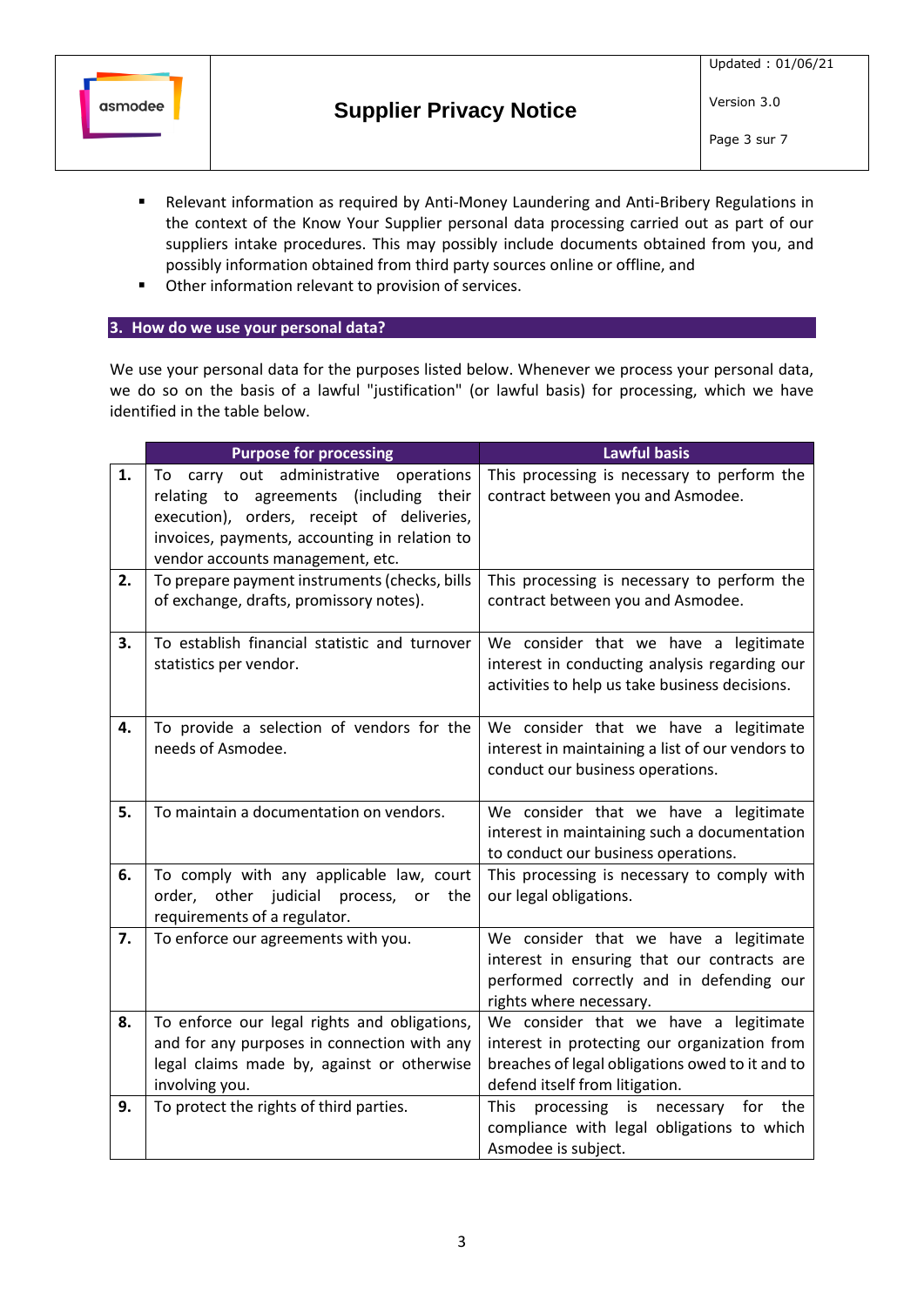- Relevant information as required by Anti-Money Laundering and Anti-Bribery Regulations in the context of the Know Your Supplier personal data processing carried out as part of our suppliers intake procedures. This may possibly include documents obtained from you, and possibly information obtained from third party sources online or offline, and
- Other information relevant to provision of services.

## 3. How do we use your personal data?

We use your personal data for the purposes listed below. Whenever we process your personal data, we do so on the basis of a lawful "justification" (or lawful basis) for processing, which we have identified in the table below.

| | Purpose for processing | Lawful basis |
|---|---|---|
| **1.** | To carry out administrative operations relating to agreements (including their execution), orders, receipt of deliveries, invoices, payments, accounting in relation to vendor accounts management, etc. | This processing is necessary to perform the contract between you and Asmodee. |
| **2.** | To prepare payment instruments (checks, bills of exchange, drafts, promissory notes). | This processing is necessary to perform the contract between you and Asmodee. |
| **3.** | To establish financial statistic and turnover statistics per vendor. | We consider that we have a legitimate interest in conducting analysis regarding our activities to help us take business decisions. |
| **4.** | To provide a selection of vendors for the needs of Asmodee. | We consider that we have a legitimate interest in maintaining a list of our vendors to conduct our business operations. |
| **5.** | To maintain a documentation on vendors. | We consider that we have a legitimate interest in maintaining such a documentation to conduct our business operations. |
| **6.** | To comply with any applicable law, court order, other judicial process, or the requirements of a regulator. | This processing is necessary to comply with our legal obligations. |
| **7.** | To enforce our agreements with you. | We consider that we have a legitimate interest in ensuring that our contracts are performed correctly and in defending our rights where necessary. |
| **8.** | To enforce our legal rights and obligations, and for any purposes in connection with any legal claims made by, against or otherwise involving you. | We consider that we have a legitimate interest in protecting our organization from breaches of legal obligations owed to it and to defend itself from litigation. |
| **9.** | To protect the rights of third parties. | This processing is necessary for the compliance with legal obligations to which Asmodee is subject. |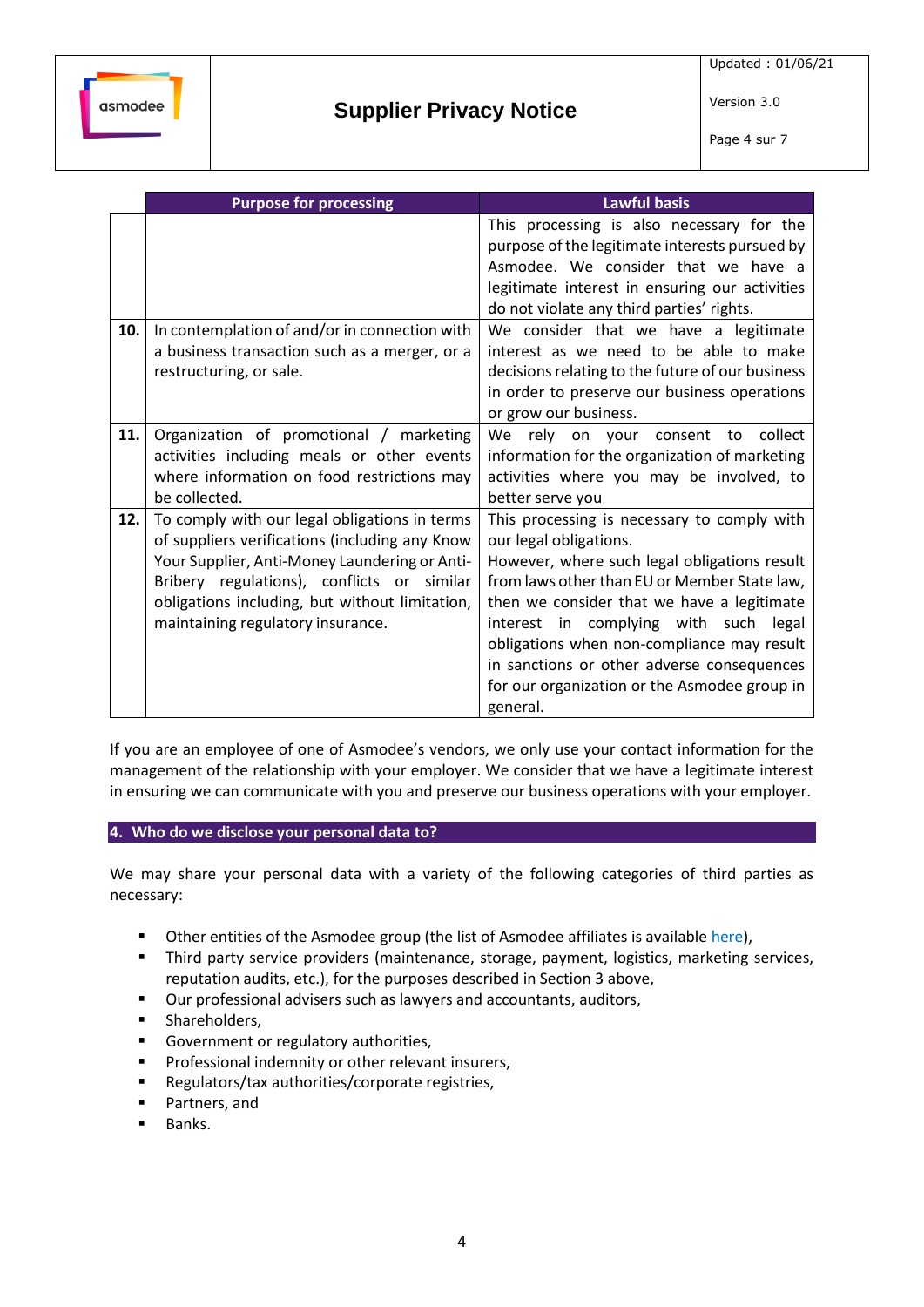| | Purpose for processing | Lawful basis |
|---|---|---|
| | | This processing is also necessary for the purpose of the legitimate interests pursued by Asmodee. We consider that we have a legitimate interest in ensuring our activities do not violate any third parties' rights. |
| **10.** | In contemplation of and/or in connection with a business transaction such as a merger, or a restructuring, or sale. | We consider that we have a legitimate interest as we need to be able to make decisions relating to the future of our business in order to preserve our business operations or grow our business. |
| **11.** | Organization of promotional / marketing activities including meals or other events where information on food restrictions may be collected. | We rely on your consent to collect information for the organization of marketing activities where you may be involved, to better serve you |
| **12.** | To comply with our legal obligations in terms of suppliers verifications (including any Know Your Supplier, Anti-Money Laundering or Anti-Bribery regulations), conflicts or similar obligations including, but without limitation, maintaining regulatory insurance. | This processing is necessary to comply with our legal obligations.<br>However, where such legal obligations result from laws other than EU or Member State law, then we consider that we have a legitimate interest in complying with such legal obligations when non-compliance may result in sanctions or other adverse consequences for our organization or the Asmodee group in general. |

If you are an employee of one of Asmodee's vendors, we only use your contact information for the management of the relationship with your employer. We consider that we have a legitimate interest in ensuring we can communicate with you and preserve our business operations with your employer.

## 4. Who do we disclose your personal data to?

We may share your personal data with a variety of the following categories of third parties as necessary:

- Other entities of the Asmodee group (the list of Asmodee affiliates is available here),
- Third party service providers (maintenance, storage, payment, logistics, marketing services, reputation audits, etc.), for the purposes described in Section 3 above,
- Our professional advisers such as lawyers and accountants, auditors,
- Shareholders,
- Government or regulatory authorities,
- Professional indemnity or other relevant insurers,
- Regulators/tax authorities/corporate registries,
- Partners, and
- Banks.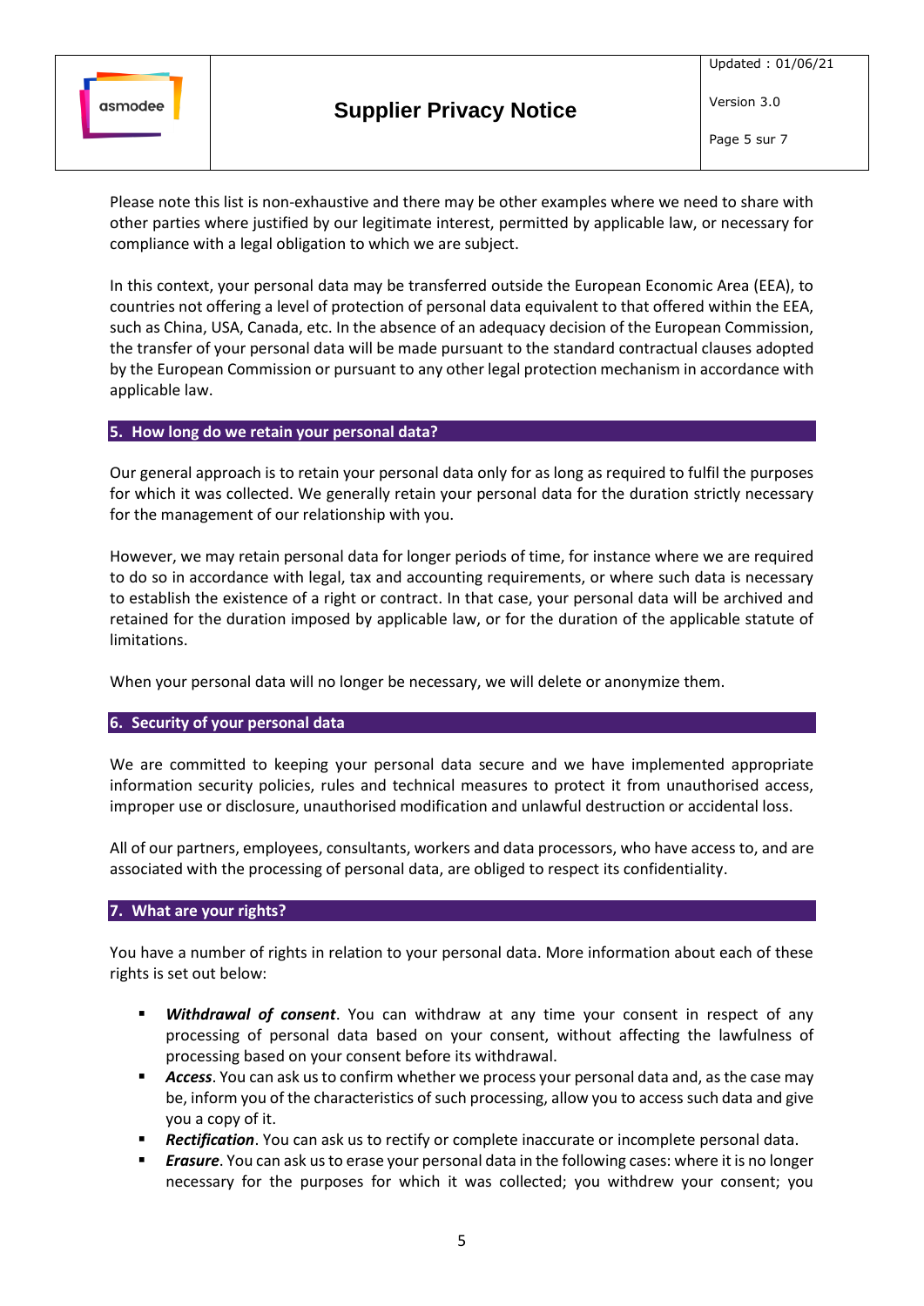Please note this list is non-exhaustive and there may be other examples where we need to share with other parties where justified by our legitimate interest, permitted by applicable law, or necessary for compliance with a legal obligation to which we are subject.

In this context, your personal data may be transferred outside the European Economic Area (EEA), to countries not offering a level of protection of personal data equivalent to that offered within the EEA, such as China, USA, Canada, etc. In the absence of an adequacy decision of the European Commission, the transfer of your personal data will be made pursuant to the standard contractual clauses adopted by the European Commission or pursuant to any other legal protection mechanism in accordance with applicable law.

## 5. How long do we retain your personal data?

Our general approach is to retain your personal data only for as long as required to fulfil the purposes for which it was collected. We generally retain your personal data for the duration strictly necessary for the management of our relationship with you.

However, we may retain personal data for longer periods of time, for instance where we are required to do so in accordance with legal, tax and accounting requirements, or where such data is necessary to establish the existence of a right or contract. In that case, your personal data will be archived and retained for the duration imposed by applicable law, or for the duration of the applicable statute of limitations.

When your personal data will no longer be necessary, we will delete or anonymize them.

## 6. Security of your personal data

We are committed to keeping your personal data secure and we have implemented appropriate information security policies, rules and technical measures to protect it from unauthorised access, improper use or disclosure, unauthorised modification and unlawful destruction or accidental loss.

All of our partners, employees, consultants, workers and data processors, who have access to, and are associated with the processing of personal data, are obliged to respect its confidentiality.

## 7. What are your rights?

You have a number of rights in relation to your personal data. More information about each of these rights is set out below:

- ***Withdrawal of consent***. You can withdraw at any time your consent in respect of any processing of personal data based on your consent, without affecting the lawfulness of processing based on your consent before its withdrawal.
- ***Access***. You can ask us to confirm whether we process your personal data and, as the case may be, inform you of the characteristics of such processing, allow you to access such data and give you a copy of it.
- ***Rectification***. You can ask us to rectify or complete inaccurate or incomplete personal data.
- ***Erasure***. You can ask us to erase your personal data in the following cases: where it is no longer necessary for the purposes for which it was collected; you withdrew your consent; you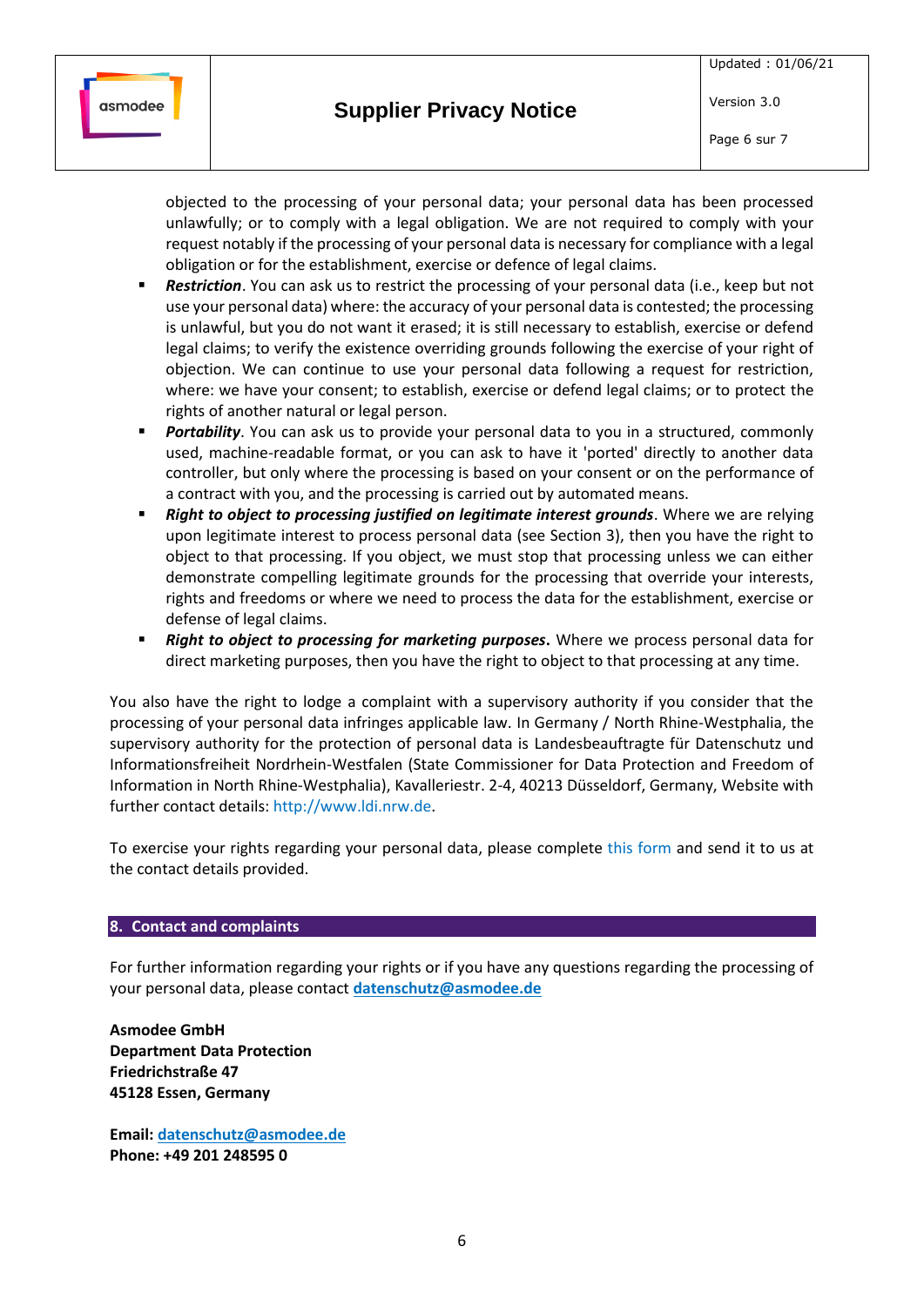objected to the processing of your personal data; your personal data has been processed unlawfully; or to comply with a legal obligation. We are not required to comply with your request notably if the processing of your personal data is necessary for compliance with a legal obligation or for the establishment, exercise or defence of legal claims.

- ***Restriction***. You can ask us to restrict the processing of your personal data (i.e., keep but not use your personal data) where: the accuracy of your personal data is contested; the processing is unlawful, but you do not want it erased; it is still necessary to establish, exercise or defend legal claims; to verify the existence overriding grounds following the exercise of your right of objection. We can continue to use your personal data following a request for restriction, where: we have your consent; to establish, exercise or defend legal claims; or to protect the rights of another natural or legal person.
- ***Portability***. You can ask us to provide your personal data to you in a structured, commonly used, machine-readable format, or you can ask to have it 'ported' directly to another data controller, but only where the processing is based on your consent or on the performance of a contract with you, and the processing is carried out by automated means.
- ***Right to object to processing justified on legitimate interest grounds***. Where we are relying upon legitimate interest to process personal data (see Section 3), then you have the right to object to that processing. If you object, we must stop that processing unless we can either demonstrate compelling legitimate grounds for the processing that override your interests, rights and freedoms or where we need to process the data for the establishment, exercise or defense of legal claims.
- ***Right to object to processing for marketing purposes***. Where we process personal data for direct marketing purposes, then you have the right to object to that processing at any time.

You also have the right to lodge a complaint with a supervisory authority if you consider that the processing of your personal data infringes applicable law. In Germany / North Rhine-Westphalia, the supervisory authority for the protection of personal data is Landesbeauftragte für Datenschutz und Informationsfreiheit Nordrhein-Westfalen (State Commissioner for Data Protection and Freedom of Information in North Rhine-Westphalia), Kavalleriestr. 2-4, 40213 Düsseldorf, Germany, Website with further contact details: http://www.ldi.nrw.de.

To exercise your rights regarding your personal data, please complete this form and send it to us at the contact details provided.

## 8. Contact and complaints

For further information regarding your rights or if you have any questions regarding the processing of your personal data, please contact **datenschutz@asmodee.de**

**Asmodee GmbH**
**Department Data Protection**
**Friedrichstraße 47**
**45128 Essen, Germany**

**Email: datenschutz@asmodee.de**
**Phone: +49 201 248595 0**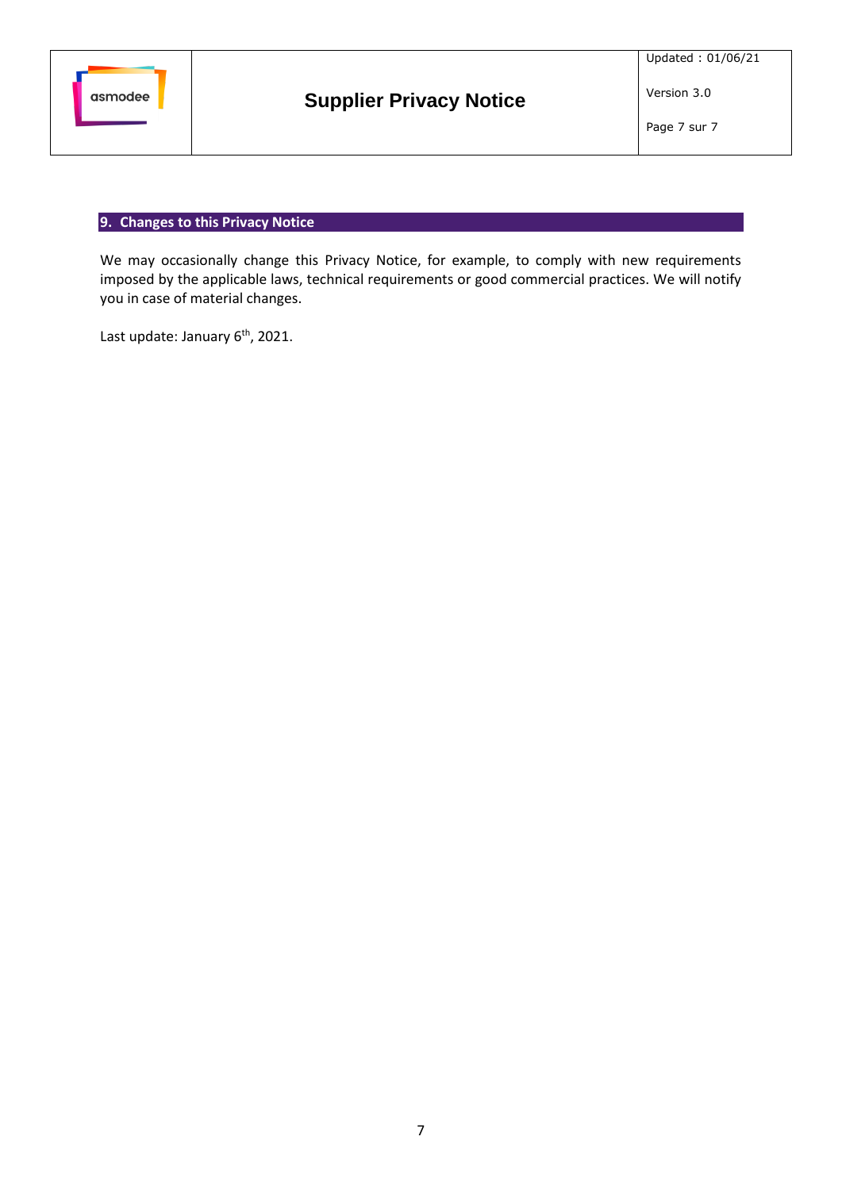## 9. Changes to this Privacy Notice

We may occasionally change this Privacy Notice, for example, to comply with new requirements imposed by the applicable laws, technical requirements or good commercial practices. We will notify you in case of material changes.

Last update: January 6th, 2021.